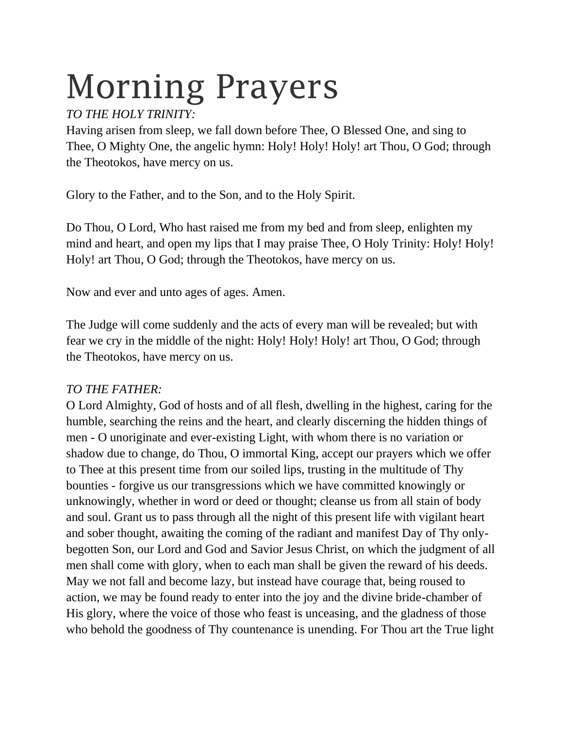# Morning Prayers

*TO THE HOLY TRINITY:*

Having arisen from sleep, we fall down before Thee, O Blessed One, and sing to Thee, O Mighty One, the angelic hymn: Holy! Holy! Holy! art Thou, O God; through the Theotokos, have mercy on us.

Glory to the Father, and to the Son, and to the Holy Spirit.

Do Thou, O Lord, Who hast raised me from my bed and from sleep, enlighten my mind and heart, and open my lips that I may praise Thee, O Holy Trinity: Holy! Holy! Holy! art Thou, O God; through the Theotokos, have mercy on us.

Now and ever and unto ages of ages. Amen.

The Judge will come suddenly and the acts of every man will be revealed; but with fear we cry in the middle of the night: Holy! Holy! Holy! art Thou, O God; through the Theotokos, have mercy on us.

*TO THE FATHER:*

O Lord Almighty, God of hosts and of all flesh, dwelling in the highest, caring for the humble, searching the reins and the heart, and clearly discerning the hidden things of men - O unoriginate and ever-existing Light, with whom there is no variation or shadow due to change, do Thou, O immortal King, accept our prayers which we offer to Thee at this present time from our soiled lips, trusting in the multitude of Thy bounties - forgive us our transgressions which we have committed knowingly or unknowingly, whether in word or deed or thought; cleanse us from all stain of body and soul. Grant us to pass through all the night of this present life with vigilant heart and sober thought, awaiting the coming of the radiant and manifest Day of Thy only-begotten Son, our Lord and God and Savior Jesus Christ, on which the judgment of all men shall come with glory, when to each man shall be given the reward of his deeds. May we not fall and become lazy, but instead have courage that, being roused to action, we may be found ready to enter into the joy and the divine bride-chamber of His glory, where the voice of those who feast is unceasing, and the gladness of those who behold the goodness of Thy countenance is unending. For Thou art the True light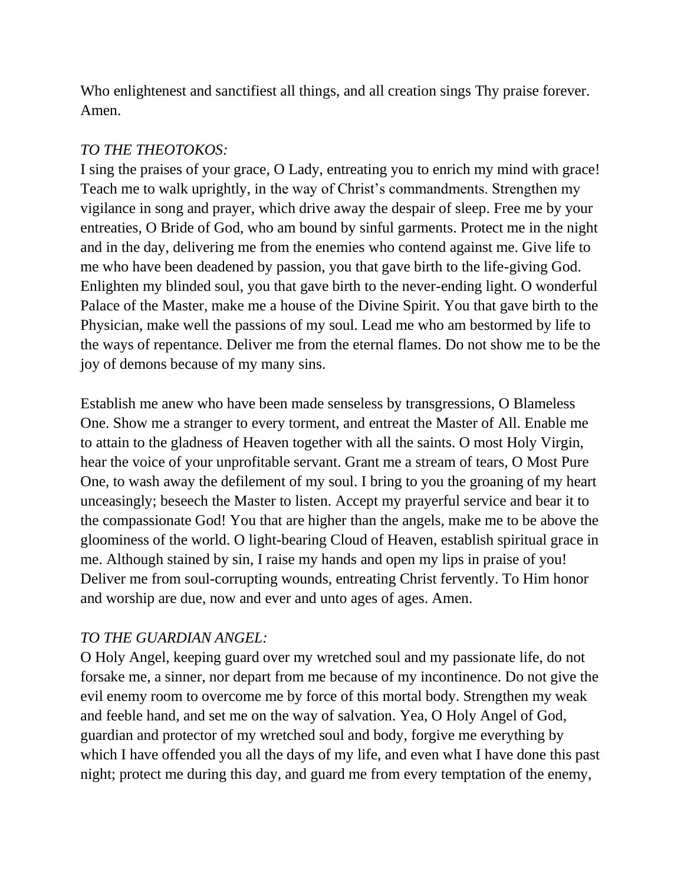Who enlightenest and sanctifiest all things, and all creation sings Thy praise forever. Amen.

*TO THE THEOTOKOS:*
I sing the praises of your grace, O Lady, entreating you to enrich my mind with grace! Teach me to walk uprightly, in the way of Christ's commandments. Strengthen my vigilance in song and prayer, which drive away the despair of sleep. Free me by your entreaties, O Bride of God, who am bound by sinful garments. Protect me in the night and in the day, delivering me from the enemies who contend against me. Give life to me who have been deadened by passion, you that gave birth to the life-giving God. Enlighten my blinded soul, you that gave birth to the never-ending light. O wonderful Palace of the Master, make me a house of the Divine Spirit. You that gave birth to the Physician, make well the passions of my soul. Lead me who am bestormed by life to the ways of repentance. Deliver me from the eternal flames. Do not show me to be the joy of demons because of my many sins.

Establish me anew who have been made senseless by transgressions, O Blameless One. Show me a stranger to every torment, and entreat the Master of All. Enable me to attain to the gladness of Heaven together with all the saints. O most Holy Virgin, hear the voice of your unprofitable servant. Grant me a stream of tears, O Most Pure One, to wash away the defilement of my soul. I bring to you the groaning of my heart unceasingly; beseech the Master to listen. Accept my prayerful service and bear it to the compassionate God! You that are higher than the angels, make me to be above the gloominess of the world. O light-bearing Cloud of Heaven, establish spiritual grace in me. Although stained by sin, I raise my hands and open my lips in praise of you! Deliver me from soul-corrupting wounds, entreating Christ fervently. To Him honor and worship are due, now and ever and unto ages of ages. Amen.

*TO THE GUARDIAN ANGEL:*
O Holy Angel, keeping guard over my wretched soul and my passionate life, do not forsake me, a sinner, nor depart from me because of my incontinence. Do not give the evil enemy room to overcome me by force of this mortal body. Strengthen my weak and feeble hand, and set me on the way of salvation. Yea, O Holy Angel of God, guardian and protector of my wretched soul and body, forgive me everything by which I have offended you all the days of my life, and even what I have done this past night; protect me during this day, and guard me from every temptation of the enemy,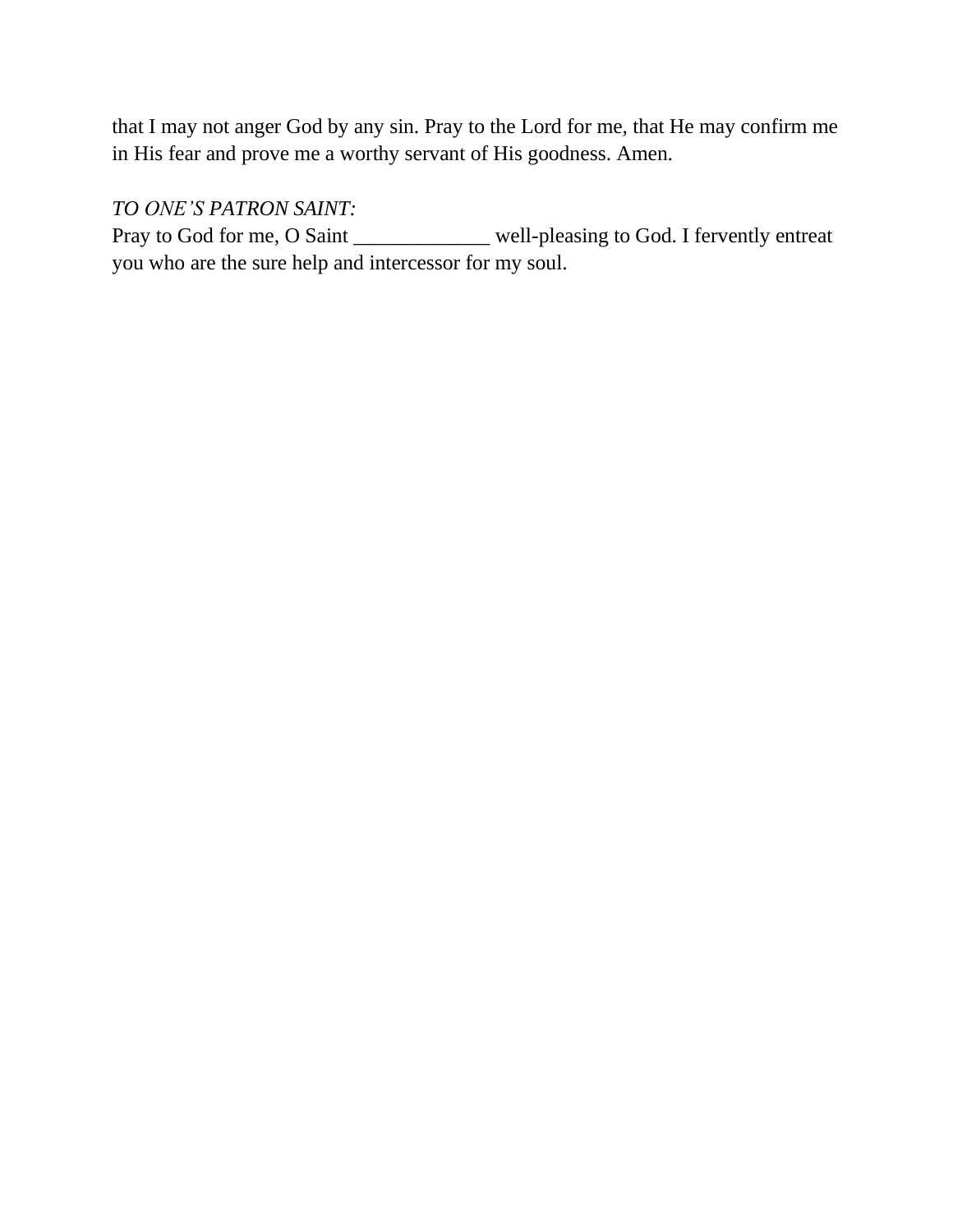that I may not anger God by any sin. Pray to the Lord for me, that He may confirm me in His fear and prove me a worthy servant of His goodness. Amen.

*TO ONE'S PATRON SAINT:*

Pray to God for me, O Saint _____________ well-pleasing to God. I fervently entreat you who are the sure help and intercessor for my soul.